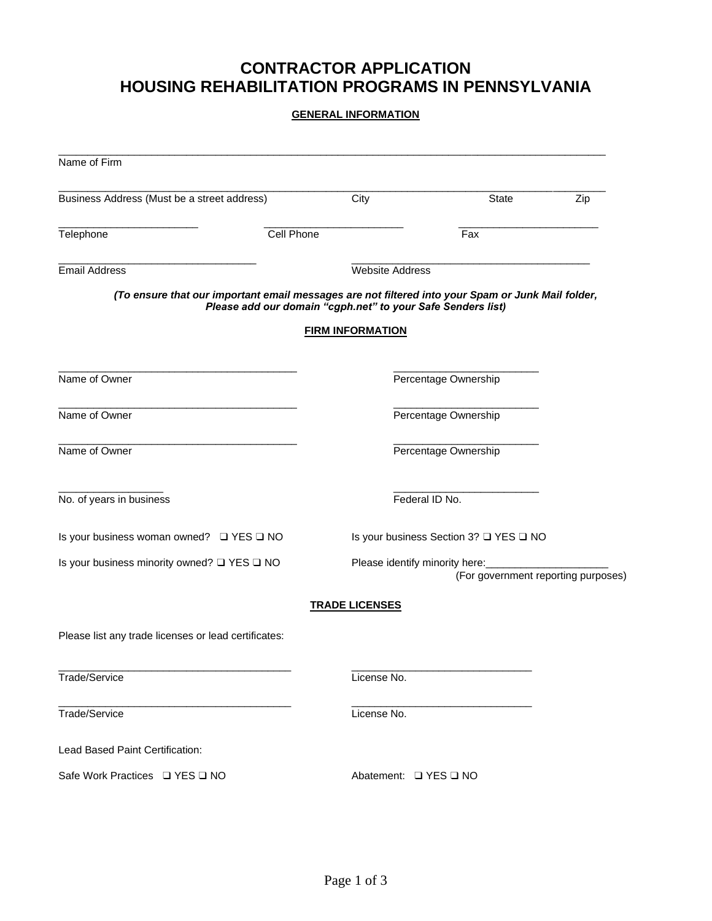# CONTRACTOR APPLICATION
# HOUSING REHABILITATION PROGRAMS IN PENNSYLVANIA

## GENERAL INFORMATION

\_\_\_\_\_\_\_\_\_\_\_\_\_\_\_\_\_\_\_\_\_\_\_\_\_\_\_\_\_\_\_\_\_\_\_\_\_\_\_\_\_\_\_\_\_\_\_\_\_\_\_\_\_\_\_\_\_\_\_\_\_\_\_\_\_\_\_\_\_\_\_\_\_\_\_\_\_\_
Name of Firm

\_\_\_\_\_\_\_\_\_\_\_\_\_\_\_\_\_\_\_\_\_\_\_\_\_\_\_\_\_\_\_\_\_\_\_\_\_\_\_\_\_\_\_\_\_\_\_\_\_\_\_\_\_\_\_\_\_\_\_\_\_\_\_\_\_\_\_\_\_\_\_\_\_\_\_\_\_\_
Business Address (Must be a street address) City State Zip

\_\_\_\_\_\_\_\_\_\_\_\_\_\_\_\_\_\_\_\_ \_\_\_\_\_\_\_\_\_\_\_\_\_\_\_\_\_\_\_\_ \_\_\_\_\_\_\_\_\_\_\_\_\_\_\_\_\_\_\_\_
Telephone Cell Phone Fax

\_\_\_\_\_\_\_\_\_\_\_\_\_\_\_\_\_\_\_\_\_\_\_\_\_\_\_\_ \_\_\_\_\_\_\_\_\_\_\_\_\_\_\_\_\_\_\_\_\_\_\_\_\_\_\_\_\_\_\_\_\_\_\_\_
Email Address Website Address

***(To ensure that our important email messages are not filtered into your Spam or Junk Mail folder, Please add our domain "cgph.net" to your Safe Senders list)***

## FIRM INFORMATION

\_\_\_\_\_\_\_\_\_\_\_\_\_\_\_\_\_\_\_\_\_\_\_\_\_\_\_\_\_\_\_\_\_\_ \_\_\_\_\_\_\_\_\_\_\_\_\_\_\_\_\_\_\_\_\_
Name of Owner Percentage Ownership

\_\_\_\_\_\_\_\_\_\_\_\_\_\_\_\_\_\_\_\_\_\_\_\_\_\_\_\_\_\_\_\_\_\_ \_\_\_\_\_\_\_\_\_\_\_\_\_\_\_\_\_\_\_\_\_
Name of Owner Percentage Ownership

\_\_\_\_\_\_\_\_\_\_\_\_\_\_\_\_\_\_\_\_\_\_\_\_\_\_\_\_\_\_\_\_\_\_ \_\_\_\_\_\_\_\_\_\_\_\_\_\_\_\_\_\_\_\_\_
Name of Owner Percentage Ownership

\_\_\_\_\_\_\_\_\_\_\_\_\_\_\_ \_\_\_\_\_\_\_\_\_\_\_\_\_\_\_\_\_\_\_\_\_
No. of years in business Federal ID No.

Is your business woman owned? ❑ YES ❑ NO

Is your business Section 3? ❑ YES ❑ NO

Is your business minority owned? ❑ YES ❑ NO

Please identify minority here:\_\_\_\_\_\_\_\_\_\_\_\_\_\_\_\_\_\_\_\_
(For government reporting purposes)

## TRADE LICENSES

Please list any trade licenses or lead certificates:

\_\_\_\_\_\_\_\_\_\_\_\_\_\_\_\_\_\_\_\_\_\_\_\_\_\_\_\_\_\_\_\_\_\_ \_\_\_\_\_\_\_\_\_\_\_\_\_\_\_\_\_\_\_\_\_\_\_\_\_\_
Trade/Service License No.

\_\_\_\_\_\_\_\_\_\_\_\_\_\_\_\_\_\_\_\_\_\_\_\_\_\_\_\_\_\_\_\_\_\_ \_\_\_\_\_\_\_\_\_\_\_\_\_\_\_\_\_\_\_\_\_\_\_\_\_\_
Trade/Service License No.

Lead Based Paint Certification:

Safe Work Practices ❑ YES ❑ NO

Abatement: ❑ YES ❑ NO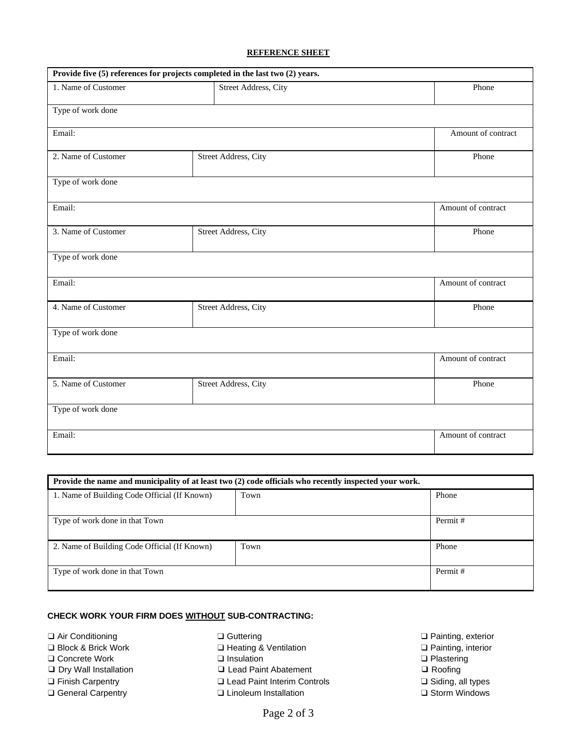## REFERENCE SHEET

| Provide five (5) references for projects completed in the last two (2) years. | | |
|---|---|---|
| 1. Name of Customer | Street Address, City | Phone |
| Type of work done | | |
| Email: | | Amount of contract |
| 2. Name of Customer | Street Address, City | Phone |
| Type of work done | | |
| Email: | | Amount of contract |
| 3. Name of Customer | Street Address, City | Phone |
| Type of work done | | |
| Email: | | Amount of contract |
| 4. Name of Customer | Street Address, City | Phone |
| Type of work done | | |
| Email: | | Amount of contract |
| 5. Name of Customer | Street Address, City | Phone |
| Type of work done | | |
| Email: | | Amount of contract |

| Provide the name and municipality of at least two (2) code officials who recently inspected your work. | | |
|---|---|---|
| 1. Name of Building Code Official (If Known) | Town | Phone |
| Type of work done in that Town | | Permit # |
| 2. Name of Building Code Official (If Known) | Town | Phone |
| Type of work done in that Town | | Permit # |

**CHECK WORK YOUR FIRM DOES WITHOUT SUB-CONTRACTING:**

- ❑ Air Conditioning
- ❑ Block & Brick Work
- ❑ Concrete Work
- ❑ Dry Wall Installation
- ❑ Finish Carpentry
- ❑ General Carpentry
- ❑ Guttering
- ❑ Heating & Ventilation
- ❑ Insulation
- ❑ Lead Paint Abatement
- ❑ Lead Paint Interim Controls
- ❑ Linoleum Installation
- ❑ Painting, exterior
- ❑ Painting, interior
- ❑ Plastering
- ❑ Roofing
- ❑ Siding, all types
- ❑ Storm Windows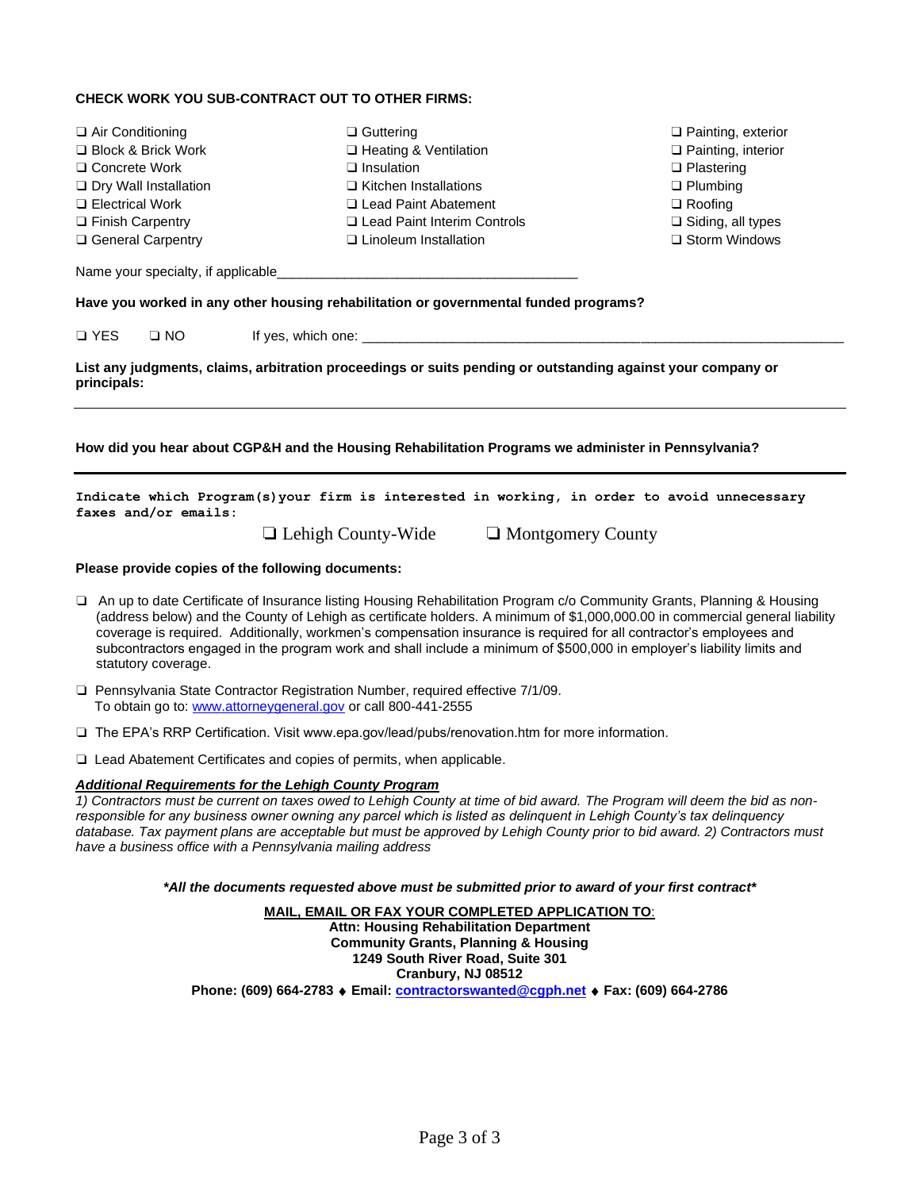**CHECK WORK YOU SUB-CONTRACT OUT TO OTHER FIRMS:**

❑ Air Conditioning
❑ Block & Brick Work
❑ Concrete Work
❑ Dry Wall Installation
❑ Electrical Work
❑ Finish Carpentry
❑ General Carpentry
❑ Guttering
❑ Heating & Ventilation
❑ Insulation
❑ Kitchen Installations
❑ Lead Paint Abatement
❑ Lead Paint Interim Controls
❑ Linoleum Installation
❑ Painting, exterior
❑ Painting, interior
❑ Plastering
❑ Plumbing
❑ Roofing
❑ Siding, all types
❑ Storm Windows

Name your specialty, if applicable________________________________________

**Have you worked in any other housing rehabilitation or governmental funded programs?**

❑ YES ❑ NO If yes, which one: ____________________________________________________________

**List any judgments, claims, arbitration proceedings or suits pending or outstanding against your company or principals:**

---

**How did you hear about CGP&H and the Housing Rehabilitation Programs we administer in Pennsylvania?**

---

**Indicate which Program(s)your firm is interested in working, in order to avoid unnecessary faxes and/or emails:**

❑ Lehigh County-Wide ❑ Montgomery County

**Please provide copies of the following documents:**

❑ An up to date Certificate of Insurance listing Housing Rehabilitation Program c/o Community Grants, Planning & Housing (address below) and the County of Lehigh as certificate holders. A minimum of $1,000,000.00 in commercial general liability coverage is required. Additionally, workmen's compensation insurance is required for all contractor's employees and subcontractors engaged in the program work and shall include a minimum of $500,000 in employer's liability limits and statutory coverage.

❑ Pennsylvania State Contractor Registration Number, required effective 7/1/09. To obtain go to: www.attorneygeneral.gov or call 800-441-2555

❑ The EPA's RRP Certification. Visit www.epa.gov/lead/pubs/renovation.htm for more information.

❑ Lead Abatement Certificates and copies of permits, when applicable.

***Additional Requirements for the Lehigh County Program***

*1) Contractors must be current on taxes owed to Lehigh County at time of bid award. The Program will deem the bid as non-responsible for any business owner owning any parcel which is listed as delinquent in Lehigh County's tax delinquency database. Tax payment plans are acceptable but must be approved by Lehigh County prior to bid award. 2) Contractors must have a business office with a Pennsylvania mailing address*

***\*All the documents requested above must be submitted prior to award of your first contract\****

**MAIL, EMAIL OR FAX YOUR COMPLETED APPLICATION TO:**

**Attn: Housing Rehabilitation Department**
**Community Grants, Planning & Housing**
**1249 South River Road, Suite 301**
**Cranbury, NJ 08512**
**Phone: (609) 664-2783 ♦ Email: contractorswanted@cgph.net ♦ Fax: (609) 664-2786**